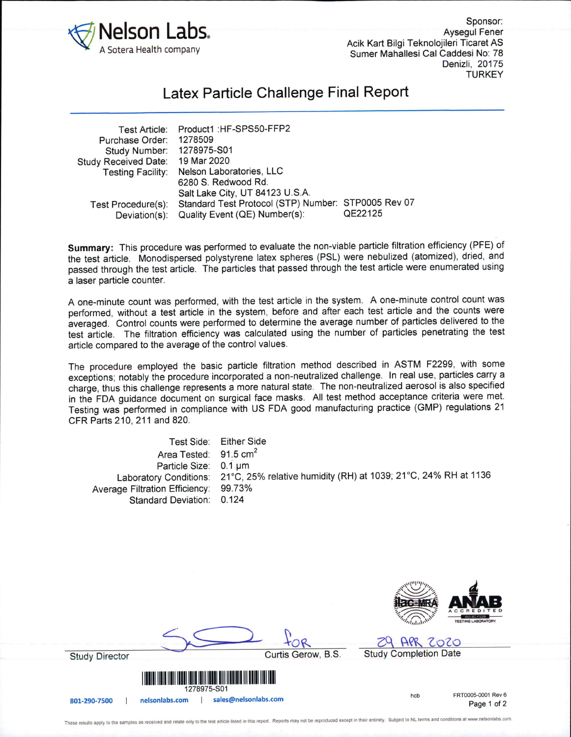Nelson Labs.
A Sotera Health company

Sponsor:
Aysegul Fener
Acik Kart Bilgi Teknolojileri Ticaret AS
Sumer Mahallesi Cal Caddesi No: 78
Denizli, 20175
TURKEY

# Latex Particle Challenge Final Report

| | |
|---|---|
| Test Article: | Product1 :HF-SPS50-FFP2 |
| Purchase Order: | 1278509 |
| Study Number: | 1278975-S01 |
| Study Received Date: | 19 Mar 2020 |
| Testing Facility: | Nelson Laboratories, LLC<br>6280 S. Redwood Rd.<br>Salt Lake City, UT 84123 U.S.A. |
| Test Procedure(s): | Standard Test Protocol (STP) Number: STP0005 Rev 07 |
| Deviation(s): | Quality Event (QE) Number(s): QE22125 |

**Summary:** This procedure was performed to evaluate the non-viable particle filtration efficiency (PFE) of the test article. Monodispersed polystyrene latex spheres (PSL) were nebulized (atomized), dried, and passed through the test article. The particles that passed through the test article were enumerated using a laser particle counter.

A one-minute count was performed, with the test article in the system. A one-minute control count was performed, without a test article in the system, before and after each test article and the counts were averaged. Control counts were performed to determine the average number of particles delivered to the test article. The filtration efficiency was calculated using the number of particles penetrating the test article compared to the average of the control values.

The procedure employed the basic particle filtration method described in ASTM F2299, with some exceptions; notably the procedure incorporated a non-neutralized challenge. In real use, particles carry a charge, thus this challenge represents a more natural state. The non-neutralized aerosol is also specified in the FDA guidance document on surgical face masks. All test method acceptance criteria were met. Testing was performed in compliance with US FDA good manufacturing practice (GMP) regulations 21 CFR Parts 210, 211 and 820.

| | |
|---|---|
| Test Side: | Either Side |
| Area Tested: | 91.5 cm$^2$ |
| Particle Size: | 0.1 µm |
| Laboratory Conditions: | 21°C, 25% relative humidity (RH) at 1039; 21°C, 24% RH at 1136 |
| Average Filtration Efficiency: | 99.73% |
| Standard Deviation: | 0.124 |

ilac-MRA ANAB ACCREDITED ISO/IEC 17025 TESTING LABORATORY

Study Director: for Curtis Gerow, B.S.

Study Completion Date: 29 APR 2020

1278975-S01

801-290-7500 | nelsonlabs.com | sales@nelsonlabs.com

hcb FRT0005-0001 Rev 6

These results apply to the samples as received and relate only to the test article listed in this report. Reports may not be reproduced except in their entirety. Subject to NL terms and conditions at www.nelsonlabs.com.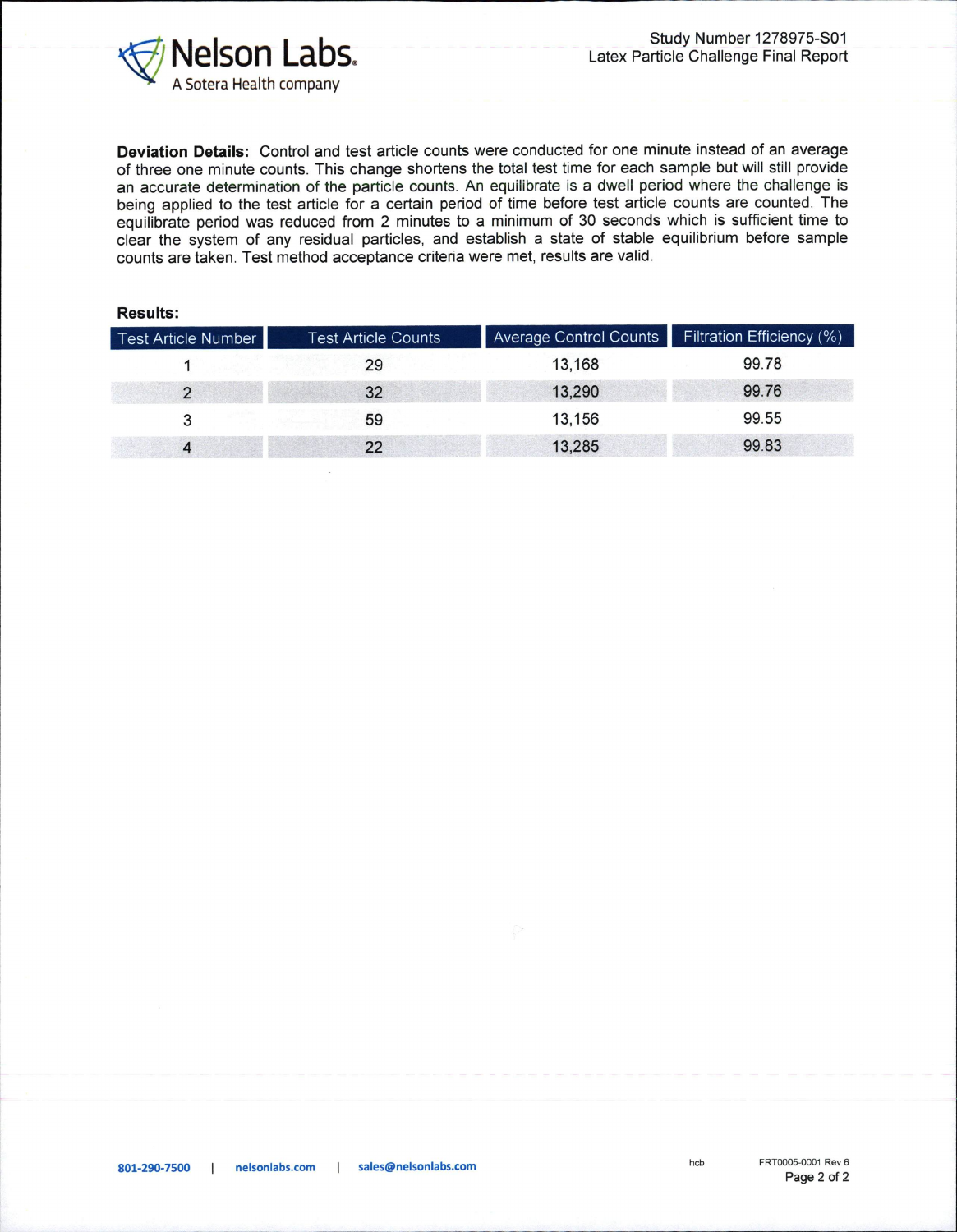**Deviation Details:** Control and test article counts were conducted for one minute instead of an average of three one minute counts. This change shortens the total test time for each sample but will still provide an accurate determination of the particle counts. An equilibrate is a dwell period where the challenge is being applied to the test article for a certain period of time before test article counts are counted. The equilibrate period was reduced from 2 minutes to a minimum of 30 seconds which is sufficient time to clear the system of any residual particles, and establish a state of stable equilibrium before sample counts are taken. Test method acceptance criteria were met, results are valid.

**Results:**

| Test Article Number | Test Article Counts | Average Control Counts | Filtration Efficiency (%) |
|---|---|---|---|
| 1 | 29 | 13,168 | 99.78 |
| 2 | 32 | 13,290 | 99.76 |
| 3 | 59 | 13,156 | 99.55 |
| 4 | 22 | 13,285 | 99.83 |